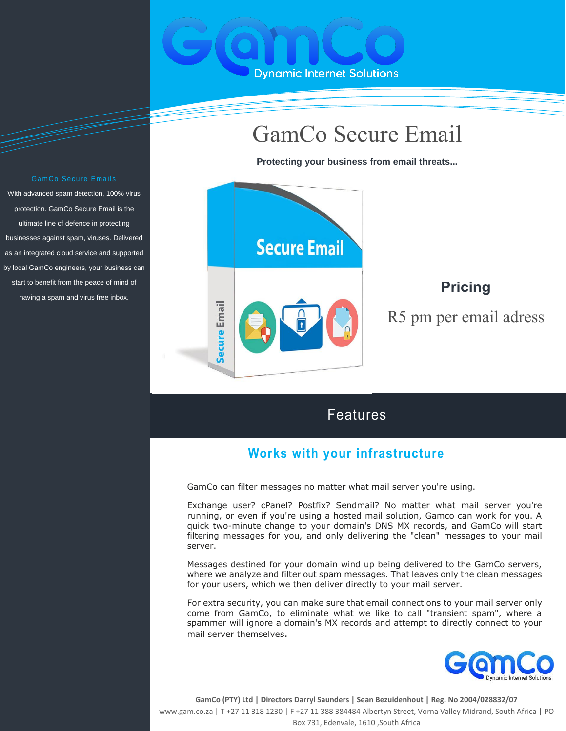# GamCo Secure Email

**Protecting your business from email threats...**

### GamCo Secure Emails

With advanced spam detection, 100% virus protection. GamCo Secure Email is the ultimate line of defence in protecting businesses against spam, viruses. Delivered as an integrated cloud service and supported by local GamCo engineers, your business can start to benefit from the peace of mind of having a spam and virus free inbox.

**Pricing**

R5 pm per email adress

## Features

### Works with your infrastructure

GamCo can filter messages no matter what mail server you're using.

Exchange user? cPanel? Postfix? Sendmail? No matter what mail server you're running, or even if you're using a hosted mail solution, Gamco can work for you. A quick two-minute change to your domain's DNS MX records, and GamCo will start filtering messages for you, and only delivering the "clean" messages to your mail server.

Messages destined for your domain wind up being delivered to the GamCo servers, where we analyze and filter out spam messages. That leaves only the clean messages for your users, which we then deliver directly to your mail server.

For extra security, you can make sure that email connections to your mail server only come from GamCo, to eliminate what we like to call "transient spam", where a spammer will ignore a domain's MX records and attempt to directly connect to your mail server themselves.

**GamCo (PTY) Ltd | Directors Darryl Saunders | Sean Bezuidenhout | Reg. No 2004/028832/07**

www.gam.co.za | T +27 11 318 1230 | F +27 11 388 384484 Albertyn Street, Vorna Valley Midrand, South Africa | PO Box 731, Edenvale, 1610 ,South Africa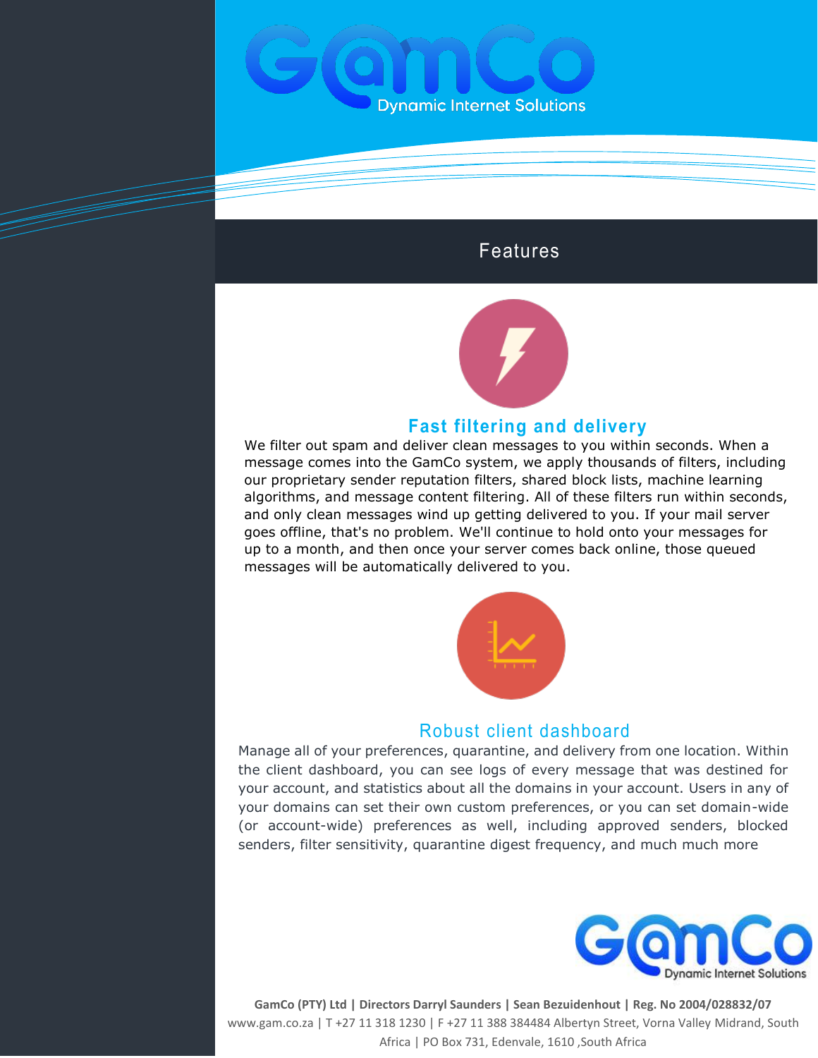## Features

### Fast filtering and delivery

We filter out spam and deliver clean messages to you within seconds. When a message comes into the GamCo system, we apply thousands of filters, including our proprietary sender reputation filters, shared block lists, machine learning algorithms, and message content filtering. All of these filters run within seconds, and only clean messages wind up getting delivered to you. If your mail server goes offline, that's no problem. We'll continue to hold onto your messages for up to a month, and then once your server comes back online, those queued messages will be automatically delivered to you.

### Robust client dashboard

Manage all of your preferences, quarantine, and delivery from one location. Within the client dashboard, you can see logs of every message that was destined for your account, and statistics about all the domains in your account. Users in any of your domains can set their own custom preferences, or you can set domain-wide (or account-wide) preferences as well, including approved senders, blocked senders, filter sensitivity, quarantine digest frequency, and much much more

**GamCo (PTY) Ltd | Directors Darryl Saunders | Sean Bezuidenhout | Reg. No 2004/028832/07**
www.gam.co.za | T +27 11 318 1230 | F +27 11 388 384484 Albertyn Street, Vorna Valley Midrand, South Africa | PO Box 731, Edenvale, 1610 ,South Africa